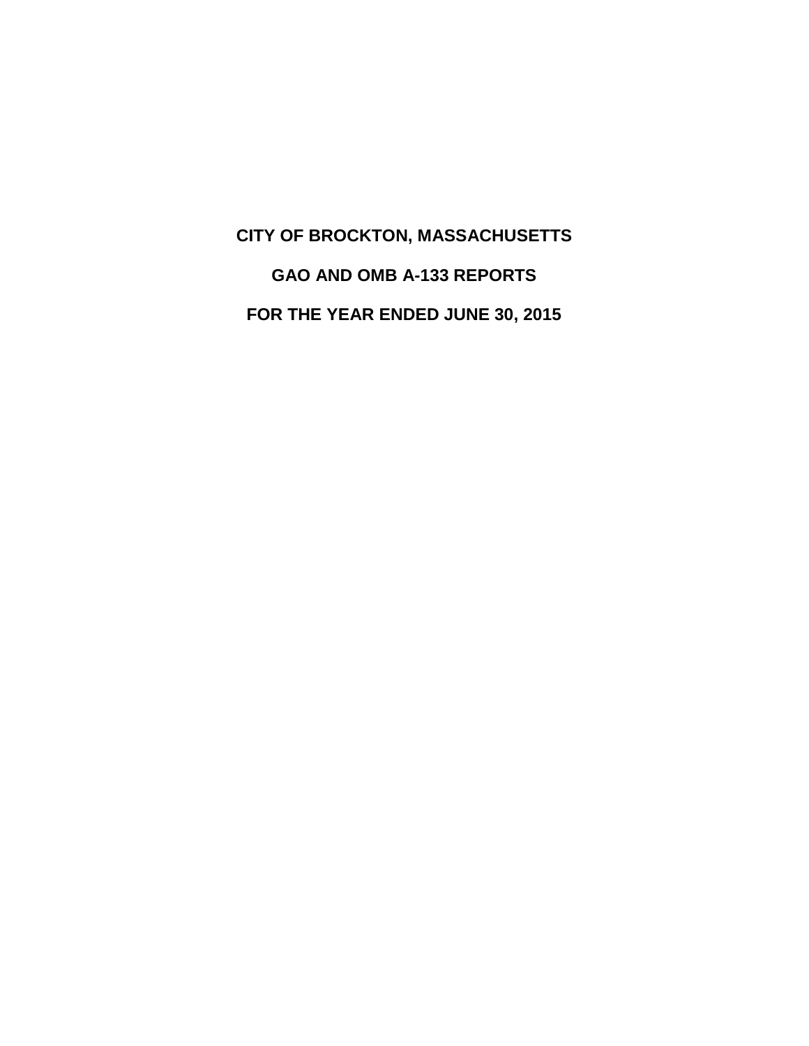# CITY OF BROCKTON, MASSACHUSETTS

## GAO AND OMB A-133 REPORTS

## FOR THE YEAR ENDED JUNE 30, 2015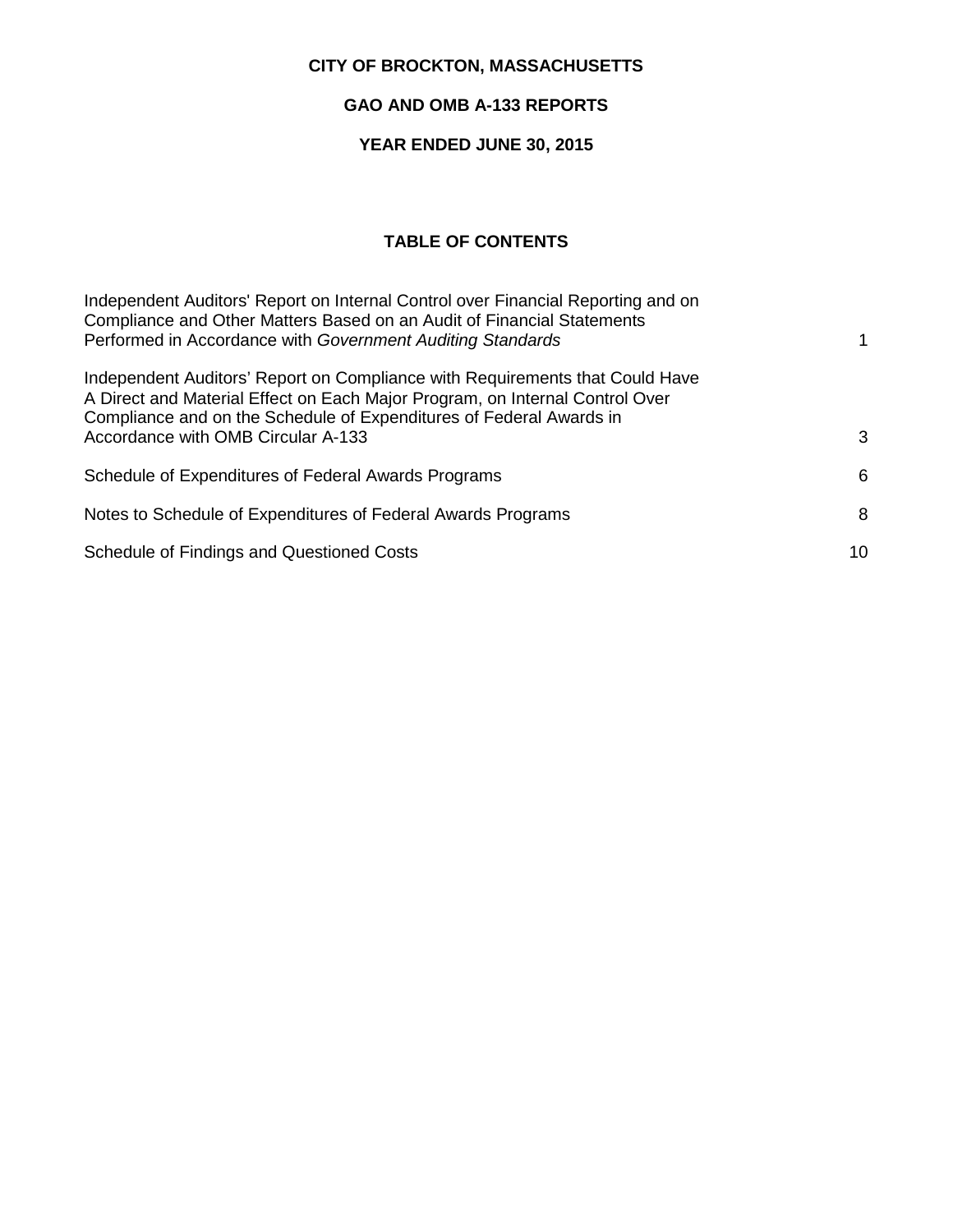**CITY OF BROCKTON, MASSACHUSETTS**

**GAO AND OMB A-133 REPORTS**

**YEAR ENDED JUNE 30, 2015**

## TABLE OF CONTENTS

| | |
|---|---|
| Independent Auditors' Report on Internal Control over Financial Reporting and on Compliance and Other Matters Based on an Audit of Financial Statements Performed in Accordance with *Government Auditing Standards* | 1 |
| Independent Auditors' Report on Compliance with Requirements that Could Have A Direct and Material Effect on Each Major Program, on Internal Control Over Compliance and on the Schedule of Expenditures of Federal Awards in Accordance with OMB Circular A-133 | 3 |
| Schedule of Expenditures of Federal Awards Programs | 6 |
| Notes to Schedule of Expenditures of Federal Awards Programs | 8 |
| Schedule of Findings and Questioned Costs | 10 |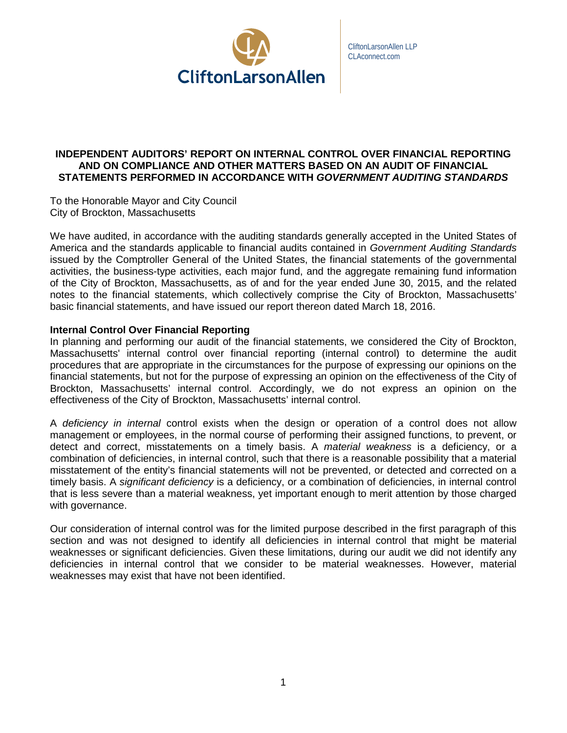CliftonLarsonAllen

CliftonLarsonAllen LLP
CLAconnect.com

**INDEPENDENT AUDITORS' REPORT ON INTERNAL CONTROL OVER FINANCIAL REPORTING AND ON COMPLIANCE AND OTHER MATTERS BASED ON AN AUDIT OF FINANCIAL STATEMENTS PERFORMED IN ACCORDANCE WITH *GOVERNMENT AUDITING STANDARDS***

To the Honorable Mayor and City Council
City of Brockton, Massachusetts

We have audited, in accordance with the auditing standards generally accepted in the United States of America and the standards applicable to financial audits contained in *Government Auditing Standards* issued by the Comptroller General of the United States, the financial statements of the governmental activities, the business-type activities, each major fund, and the aggregate remaining fund information of the City of Brockton, Massachusetts, as of and for the year ended June 30, 2015, and the related notes to the financial statements, which collectively comprise the City of Brockton, Massachusetts' basic financial statements, and have issued our report thereon dated March 18, 2016.

**Internal Control Over Financial Reporting**

In planning and performing our audit of the financial statements, we considered the City of Brockton, Massachusetts' internal control over financial reporting (internal control) to determine the audit procedures that are appropriate in the circumstances for the purpose of expressing our opinions on the financial statements, but not for the purpose of expressing an opinion on the effectiveness of the City of Brockton, Massachusetts' internal control. Accordingly, we do not express an opinion on the effectiveness of the City of Brockton, Massachusetts' internal control.

A *deficiency in internal* control exists when the design or operation of a control does not allow management or employees, in the normal course of performing their assigned functions, to prevent, or detect and correct, misstatements on a timely basis. A *material weakness* is a deficiency, or a combination of deficiencies, in internal control, such that there is a reasonable possibility that a material misstatement of the entity's financial statements will not be prevented, or detected and corrected on a timely basis. A *significant deficiency* is a deficiency, or a combination of deficiencies, in internal control that is less severe than a material weakness, yet important enough to merit attention by those charged with governance.

Our consideration of internal control was for the limited purpose described in the first paragraph of this section and was not designed to identify all deficiencies in internal control that might be material weaknesses or significant deficiencies. Given these limitations, during our audit we did not identify any deficiencies in internal control that we consider to be material weaknesses. However, material weaknesses may exist that have not been identified.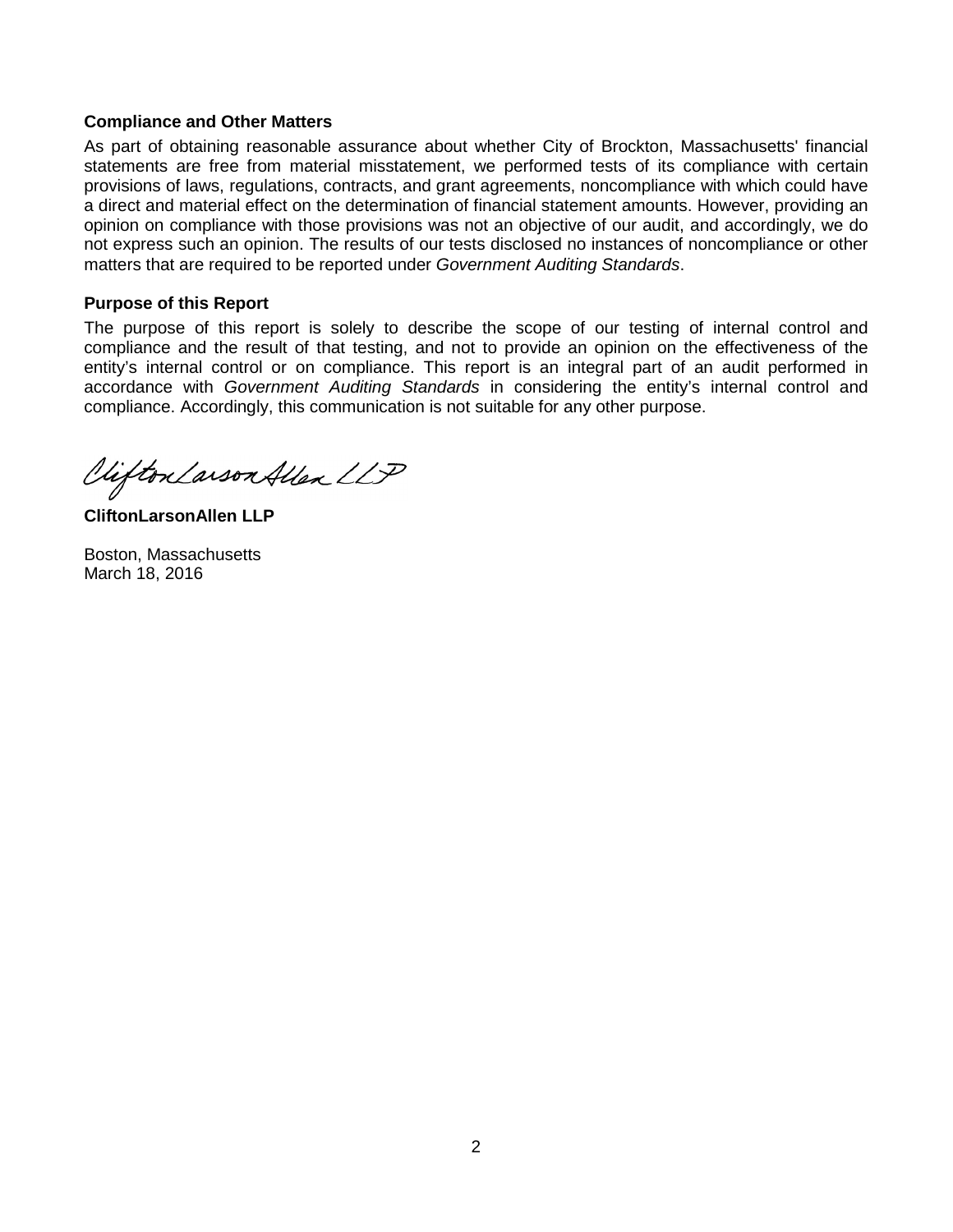**Compliance and Other Matters**

As part of obtaining reasonable assurance about whether City of Brockton, Massachusetts' financial statements are free from material misstatement, we performed tests of its compliance with certain provisions of laws, regulations, contracts, and grant agreements, noncompliance with which could have a direct and material effect on the determination of financial statement amounts. However, providing an opinion on compliance with those provisions was not an objective of our audit, and accordingly, we do not express such an opinion. The results of our tests disclosed no instances of noncompliance or other matters that are required to be reported under *Government Auditing Standards*.

**Purpose of this Report**

The purpose of this report is solely to describe the scope of our testing of internal control and compliance and the result of that testing, and not to provide an opinion on the effectiveness of the entity's internal control or on compliance. This report is an integral part of an audit performed in accordance with *Government Auditing Standards* in considering the entity's internal control and compliance. Accordingly, this communication is not suitable for any other purpose.

CliftonLarsonAllen LLP

**CliftonLarsonAllen LLP**

Boston, Massachusetts
March 18, 2016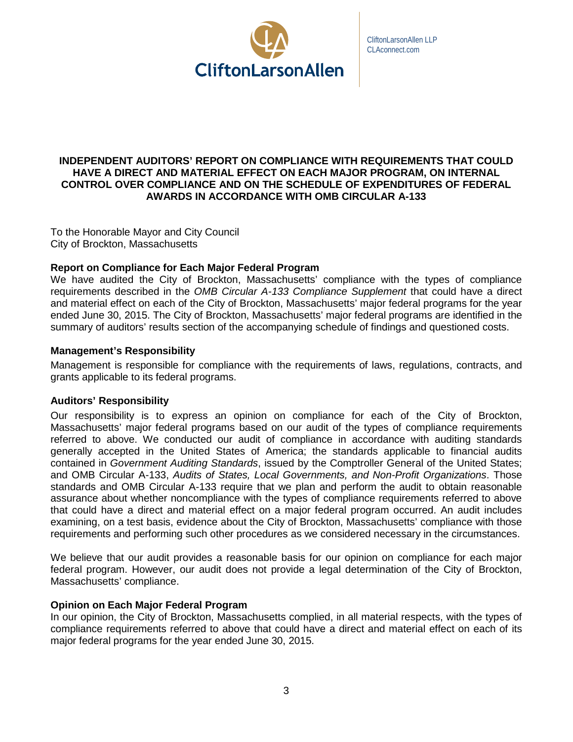**INDEPENDENT AUDITORS' REPORT ON COMPLIANCE WITH REQUIREMENTS THAT COULD HAVE A DIRECT AND MATERIAL EFFECT ON EACH MAJOR PROGRAM, ON INTERNAL CONTROL OVER COMPLIANCE AND ON THE SCHEDULE OF EXPENDITURES OF FEDERAL AWARDS IN ACCORDANCE WITH OMB CIRCULAR A-133**

To the Honorable Mayor and City Council
City of Brockton, Massachusetts

### Report on Compliance for Each Major Federal Program

We have audited the City of Brockton, Massachusetts' compliance with the types of compliance requirements described in the *OMB Circular A-133 Compliance Supplement* that could have a direct and material effect on each of the City of Brockton, Massachusetts' major federal programs for the year ended June 30, 2015. The City of Brockton, Massachusetts' major federal programs are identified in the summary of auditors' results section of the accompanying schedule of findings and questioned costs.

### Management's Responsibility

Management is responsible for compliance with the requirements of laws, regulations, contracts, and grants applicable to its federal programs.

### Auditors' Responsibility

Our responsibility is to express an opinion on compliance for each of the City of Brockton, Massachusetts' major federal programs based on our audit of the types of compliance requirements referred to above. We conducted our audit of compliance in accordance with auditing standards generally accepted in the United States of America; the standards applicable to financial audits contained in *Government Auditing Standards*, issued by the Comptroller General of the United States; and OMB Circular A-133, *Audits of States, Local Governments, and Non-Profit Organizations*. Those standards and OMB Circular A-133 require that we plan and perform the audit to obtain reasonable assurance about whether noncompliance with the types of compliance requirements referred to above that could have a direct and material effect on a major federal program occurred. An audit includes examining, on a test basis, evidence about the City of Brockton, Massachusetts' compliance with those requirements and performing such other procedures as we considered necessary in the circumstances.

We believe that our audit provides a reasonable basis for our opinion on compliance for each major federal program. However, our audit does not provide a legal determination of the City of Brockton, Massachusetts' compliance.

### Opinion on Each Major Federal Program

In our opinion, the City of Brockton, Massachusetts complied, in all material respects, with the types of compliance requirements referred to above that could have a direct and material effect on each of its major federal programs for the year ended June 30, 2015.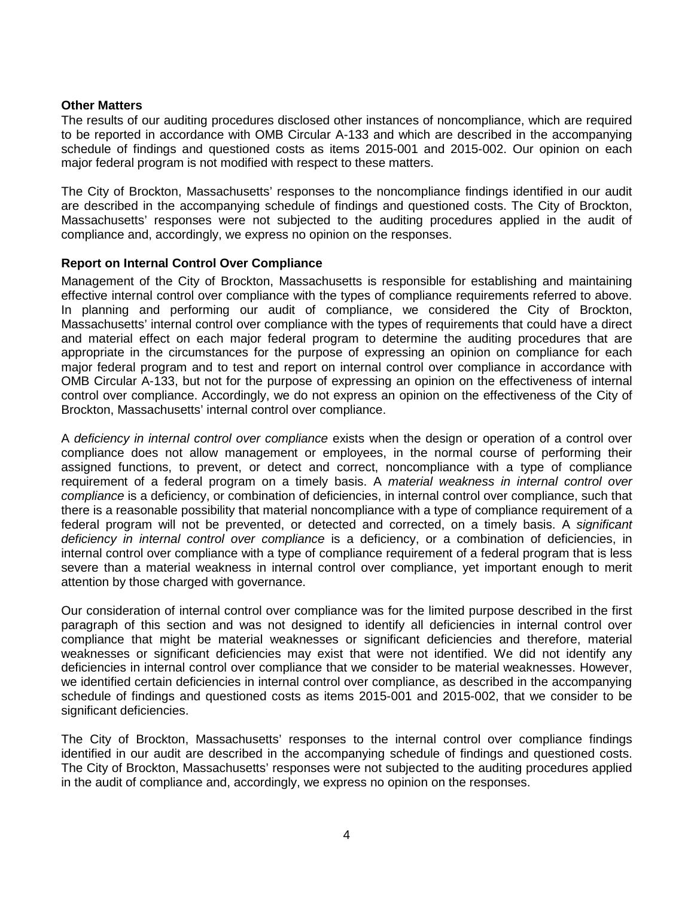**Other Matters**

The results of our auditing procedures disclosed other instances of noncompliance, which are required to be reported in accordance with OMB Circular A-133 and which are described in the accompanying schedule of findings and questioned costs as items 2015-001 and 2015-002. Our opinion on each major federal program is not modified with respect to these matters.

The City of Brockton, Massachusetts' responses to the noncompliance findings identified in our audit are described in the accompanying schedule of findings and questioned costs. The City of Brockton, Massachusetts' responses were not subjected to the auditing procedures applied in the audit of compliance and, accordingly, we express no opinion on the responses.

**Report on Internal Control Over Compliance**

Management of the City of Brockton, Massachusetts is responsible for establishing and maintaining effective internal control over compliance with the types of compliance requirements referred to above. In planning and performing our audit of compliance, we considered the City of Brockton, Massachusetts' internal control over compliance with the types of requirements that could have a direct and material effect on each major federal program to determine the auditing procedures that are appropriate in the circumstances for the purpose of expressing an opinion on compliance for each major federal program and to test and report on internal control over compliance in accordance with OMB Circular A-133, but not for the purpose of expressing an opinion on the effectiveness of internal control over compliance. Accordingly, we do not express an opinion on the effectiveness of the City of Brockton, Massachusetts' internal control over compliance.

A *deficiency in internal control over compliance* exists when the design or operation of a control over compliance does not allow management or employees, in the normal course of performing their assigned functions, to prevent, or detect and correct, noncompliance with a type of compliance requirement of a federal program on a timely basis. A *material weakness in internal control over compliance* is a deficiency, or combination of deficiencies, in internal control over compliance, such that there is a reasonable possibility that material noncompliance with a type of compliance requirement of a federal program will not be prevented, or detected and corrected, on a timely basis. A *significant deficiency in internal control over compliance* is a deficiency, or a combination of deficiencies, in internal control over compliance with a type of compliance requirement of a federal program that is less severe than a material weakness in internal control over compliance, yet important enough to merit attention by those charged with governance.

Our consideration of internal control over compliance was for the limited purpose described in the first paragraph of this section and was not designed to identify all deficiencies in internal control over compliance that might be material weaknesses or significant deficiencies and therefore, material weaknesses or significant deficiencies may exist that were not identified. We did not identify any deficiencies in internal control over compliance that we consider to be material weaknesses. However, we identified certain deficiencies in internal control over compliance, as described in the accompanying schedule of findings and questioned costs as items 2015-001 and 2015-002, that we consider to be significant deficiencies.

The City of Brockton, Massachusetts' responses to the internal control over compliance findings identified in our audit are described in the accompanying schedule of findings and questioned costs. The City of Brockton, Massachusetts' responses were not subjected to the auditing procedures applied in the audit of compliance and, accordingly, we express no opinion on the responses.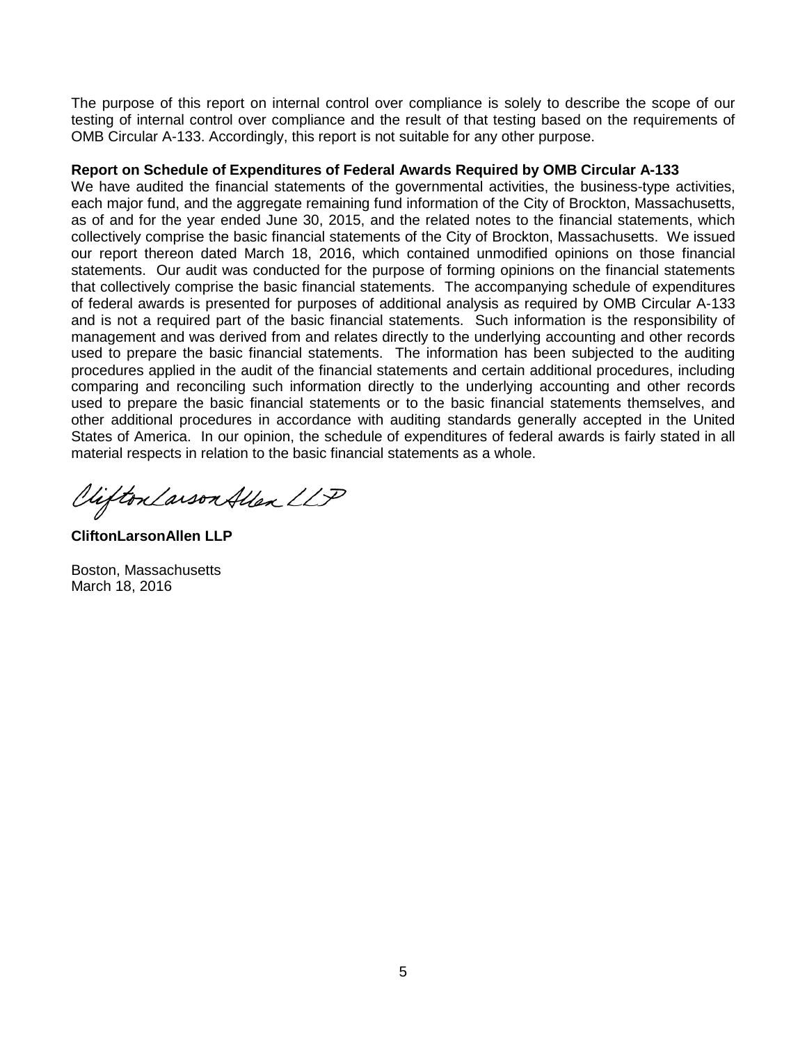The purpose of this report on internal control over compliance is solely to describe the scope of our testing of internal control over compliance and the result of that testing based on the requirements of OMB Circular A-133. Accordingly, this report is not suitable for any other purpose.

**Report on Schedule of Expenditures of Federal Awards Required by OMB Circular A-133**

We have audited the financial statements of the governmental activities, the business-type activities, each major fund, and the aggregate remaining fund information of the City of Brockton, Massachusetts, as of and for the year ended June 30, 2015, and the related notes to the financial statements, which collectively comprise the basic financial statements of the City of Brockton, Massachusetts. We issued our report thereon dated March 18, 2016, which contained unmodified opinions on those financial statements. Our audit was conducted for the purpose of forming opinions on the financial statements that collectively comprise the basic financial statements. The accompanying schedule of expenditures of federal awards is presented for purposes of additional analysis as required by OMB Circular A-133 and is not a required part of the basic financial statements. Such information is the responsibility of management and was derived from and relates directly to the underlying accounting and other records used to prepare the basic financial statements. The information has been subjected to the auditing procedures applied in the audit of the financial statements and certain additional procedures, including comparing and reconciling such information directly to the underlying accounting and other records used to prepare the basic financial statements or to the basic financial statements themselves, and other additional procedures in accordance with auditing standards generally accepted in the United States of America. In our opinion, the schedule of expenditures of federal awards is fairly stated in all material respects in relation to the basic financial statements as a whole.

CliftonLarsonAllen LLP

**CliftonLarsonAllen LLP**

Boston, Massachusetts
March 18, 2016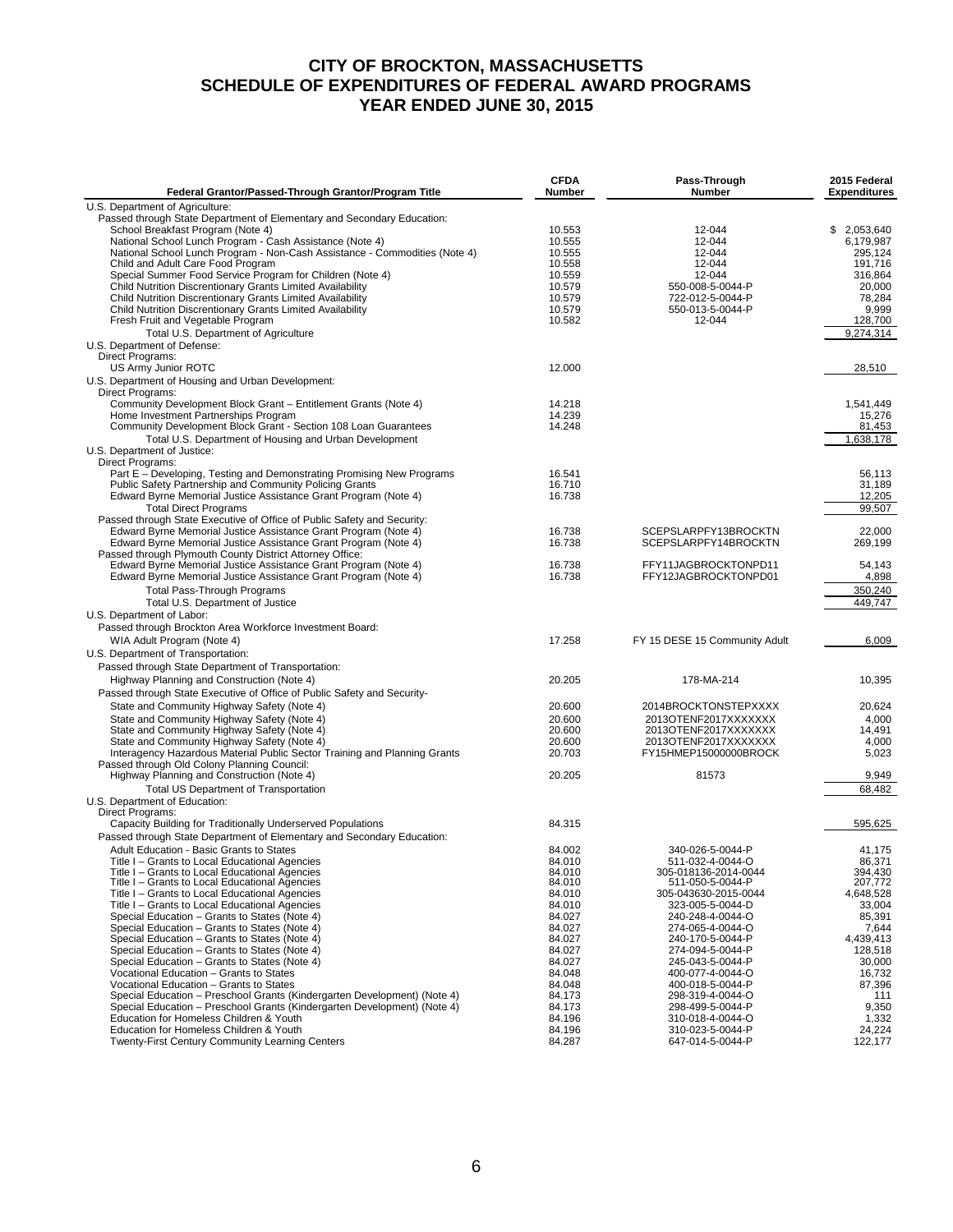# CITY OF BROCKTON, MASSACHUSETTS
# SCHEDULE OF EXPENDITURES OF FEDERAL AWARD PROGRAMS
# YEAR ENDED JUNE 30, 2015

| Federal Grantor/Passed-Through Grantor/Program Title | CFDA Number | Pass-Through Number | 2015 Federal Expenditures |
|---|---|---|---|
| U.S. Department of Agriculture: | | | |
| Passed through State Department of Elementary and Secondary Education: | | | |
| School Breakfast Program (Note 4) | 10.553 | 12-044 | $ 2,053,640 |
| National School Lunch Program - Cash Assistance (Note 4) | 10.555 | 12-044 | 6,179,987 |
| National School Lunch Program - Non-Cash Assistance - Commodities (Note 4) | 10.555 | 12-044 | 295,124 |
| Child and Adult Care Food Program | 10.558 | 12-044 | 191,716 |
| Special Summer Food Service Program for Children (Note 4) | 10.559 | 12-044 | 316,864 |
| Child Nutrition Discretionary Grants Limited Availability | 10.579 | 550-008-5-0044-P | 20,000 |
| Child Nutrition Discretionary Grants Limited Availability | 10.579 | 722-012-5-0044-P | 78,284 |
| Child Nutrition Discretionary Grants Limited Availability | 10.579 | 550-013-5-0044-P | 9,999 |
| Fresh Fruit and Vegetable Program | 10.582 | 12-044 | 128,700 |
| Total U.S. Department of Agriculture | | | 9,274,314 |
| U.S. Department of Defense: | | | |
| Direct Programs: | | | |
| US Army Junior ROTC | 12.000 | | 28,510 |
| U.S. Department of Housing and Urban Development: | | | |
| Direct Programs: | | | |
| Community Development Block Grant – Entitlement Grants (Note 4) | 14.218 | | 1,541,449 |
| Home Investment Partnerships Program | 14.239 | | 15,276 |
| Community Development Block Grant - Section 108 Loan Guarantees | 14.248 | | 81,453 |
| Total U.S. Department of Housing and Urban Development | | | 1,638,178 |
| U.S. Department of Justice: | | | |
| Direct Programs: | | | |
| Part E – Developing, Testing and Demonstrating Promising New Programs | 16.541 | | 56,113 |
| Public Safety Partnership and Community Policing Grants | 16.710 | | 31,189 |
| Edward Byrne Memorial Justice Assistance Grant Program (Note 4) | 16.738 | | 12,205 |
| Total Direct Programs | | | 99,507 |
| Passed through State Executive of Office of Public Safety and Security: | | | |
| Edward Byrne Memorial Justice Assistance Grant Program (Note 4) | 16.738 | SCEPSLARPFY13BROCKTN | 22,000 |
| Edward Byrne Memorial Justice Assistance Grant Program (Note 4) | 16.738 | SCEPSLARPFY14BROCKTN | 269,199 |
| Passed through Plymouth County District Attorney Office: | | | |
| Edward Byrne Memorial Justice Assistance Grant Program (Note 4) | 16.738 | FFY11JAGBROCKTONPD11 | 54,143 |
| Edward Byrne Memorial Justice Assistance Grant Program (Note 4) | 16.738 | FFY12JAGBROCKTONPD01 | 4,898 |
| Total Pass-Through Programs | | | 350,240 |
| Total U.S. Department of Justice | | | 449,747 |
| U.S. Department of Labor: | | | |
| Passed through Brockton Area Workforce Investment Board: | | | |
| WIA Adult Program (Note 4) | 17.258 | FY 15 DESE 15 Community Adult | 6,009 |
| U.S. Department of Transportation: | | | |
| Passed through State Department of Transportation: | | | |
| Highway Planning and Construction (Note 4) | 20.205 | 178-MA-214 | 10,395 |
| Passed through State Executive of Office of Public Safety and Security- | | | |
| State and Community Highway Safety (Note 4) | 20.600 | 2014BROCKTONSTEPXXXX | 20,624 |
| State and Community Highway Safety (Note 4) | 20.600 | 2013OTENF2017XXXXXXX | 4,000 |
| State and Community Highway Safety (Note 4) | 20.600 | 2013OTENF2017XXXXXXX | 14,491 |
| State and Community Highway Safety (Note 4) | 20.600 | 2013OTENF2017XXXXXXX | 4,000 |
| Interagency Hazardous Material Public Sector Training and Planning Grants | 20.703 | FY15HMEP15000000BROCK | 5,023 |
| Passed through Old Colony Planning Council: | | | |
| Highway Planning and Construction (Note 4) | 20.205 | 81573 | 9,949 |
| Total US Department of Transportation | | | 68,482 |
| U.S. Department of Education: | | | |
| Direct Programs: | | | |
| Capacity Building for Traditionally Underserved Populations | 84.315 | | 595,625 |
| Passed through State Department of Elementary and Secondary Education: | | | |
| Adult Education - Basic Grants to States | 84.002 | 340-026-5-0044-P | 41,175 |
| Title I – Grants to Local Educational Agencies | 84.010 | 511-032-4-0044-O | 86,371 |
| Title I – Grants to Local Educational Agencies | 84.010 | 305-018136-2014-0044 | 394,430 |
| Title I – Grants to Local Educational Agencies | 84.010 | 511-050-5-0044-P | 207,772 |
| Title I – Grants to Local Educational Agencies | 84.010 | 305-043630-2015-0044 | 4,648,528 |
| Title I – Grants to Local Educational Agencies | 84.010 | 323-005-5-0044-D | 33,004 |
| Special Education – Grants to States (Note 4) | 84.027 | 240-248-4-0044-O | 85,391 |
| Special Education – Grants to States (Note 4) | 84.027 | 274-065-4-0044-O | 7,644 |
| Special Education – Grants to States (Note 4) | 84.027 | 240-170-5-0044-P | 4,439,413 |
| Special Education – Grants to States (Note 4) | 84.027 | 274-094-5-0044-P | 128,518 |
| Special Education – Grants to States (Note 4) | 84.027 | 245-043-5-0044-P | 30,000 |
| Vocational Education – Grants to States | 84.048 | 400-077-4-0044-O | 16,732 |
| Vocational Education – Grants to States | 84.048 | 400-018-5-0044-P | 87,396 |
| Special Education – Preschool Grants (Kindergarten Development) (Note 4) | 84.173 | 298-319-4-0044-O | 111 |
| Special Education – Preschool Grants (Kindergarten Development) (Note 4) | 84.173 | 298-499-5-0044-P | 9,350 |
| Education for Homeless Children & Youth | 84.196 | 310-018-4-0044-O | 1,332 |
| Education for Homeless Children & Youth | 84.196 | 310-023-5-0044-P | 24,224 |
| Twenty-First Century Community Learning Centers | 84.287 | 647-014-5-0044-P | 122,177 |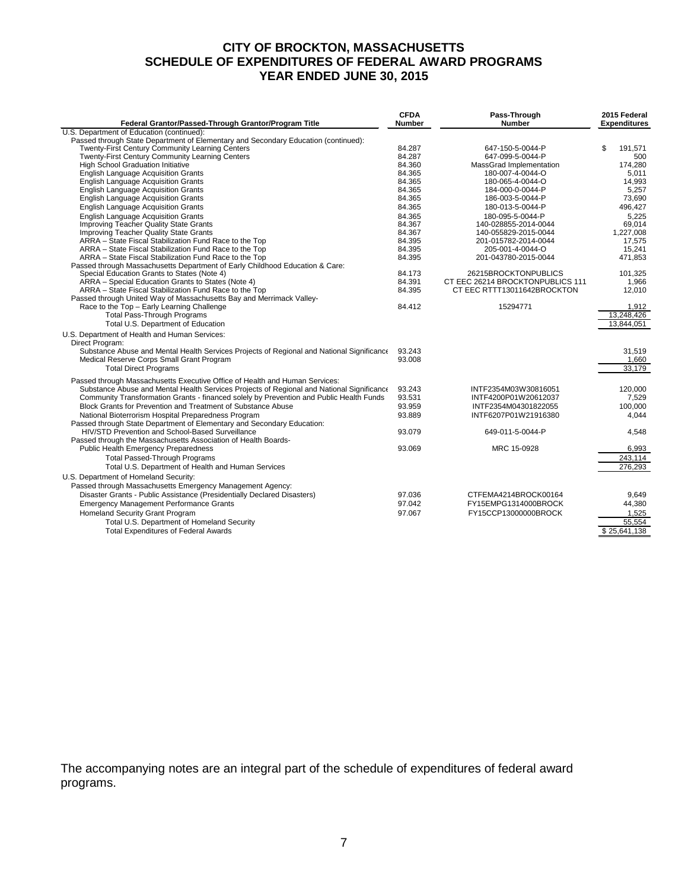# CITY OF BROCKTON, MASSACHUSETTS
# SCHEDULE OF EXPENDITURES OF FEDERAL AWARD PROGRAMS
# YEAR ENDED JUNE 30, 2015

| Federal Grantor/Passed-Through Grantor/Program Title | CFDA Number | Pass-Through Number | 2015 Federal Expenditures |
|---|---|---|---|
| U.S. Department of Education (continued): | | | |
| Passed through State Department of Elementary and Secondary Education (continued): | | | |
| Twenty-First Century Community Learning Centers | 84.287 | 647-150-5-0044-P | $ 191,571 |
| Twenty-First Century Community Learning Centers | 84.287 | 647-099-5-0044-P | 500 |
| High School Graduation Initiative | 84.360 | MassGrad Implementation | 174,280 |
| English Language Acquisition Grants | 84.365 | 180-007-4-0044-O | 5,011 |
| English Language Acquisition Grants | 84.365 | 180-065-4-0044-O | 14,993 |
| English Language Acquisition Grants | 84.365 | 184-000-0-0044-P | 5,257 |
| English Language Acquisition Grants | 84.365 | 186-003-5-0044-P | 73,690 |
| English Language Acquisition Grants | 84.365 | 180-013-5-0044-P | 496,427 |
| English Language Acquisition Grants | 84.365 | 180-095-5-0044-P | 5,225 |
| Improving Teacher Quality State Grants | 84.367 | 140-028855-2014-0044 | 69,014 |
| Improving Teacher Quality State Grants | 84.367 | 140-055829-2015-0044 | 1,227,008 |
| ARRA – State Fiscal Stabilization Fund Race to the Top | 84.395 | 201-015782-2014-0044 | 17,575 |
| ARRA – State Fiscal Stabilization Fund Race to the Top | 84.395 | 205-001-4-0044-O | 15,241 |
| ARRA – State Fiscal Stabilization Fund Race to the Top | 84.395 | 201-043780-2015-0044 | 471,853 |
| Passed through Massachusetts Department of Early Childhood Education & Care: | | | |
| Special Education Grants to States (Note 4) | 84.173 | 26215BROCKTONPUBLICS | 101,325 |
| ARRA – Special Education Grants to States (Note 4) | 84.391 | CT EEC 26214 BROCKTONPUBLICS 111 | 1,966 |
| ARRA – State Fiscal Stabilization Fund Race to the Top | 84.395 | CT EEC RTTT13011642BROCKTON | 12,010 |
| Passed through United Way of Massachusetts Bay and Merrimack Valley- | | | |
| Race to the Top – Early Learning Challenge | 84.412 | 15294771 | 1,912 |
| Total Pass-Through Programs | | | 13,248,426 |
| Total U.S. Department of Education | | | 13,844,051 |
| U.S. Department of Health and Human Services: | | | |
| Direct Program: | | | |
| Substance Abuse and Mental Health Services Projects of Regional and National Significance | 93.243 | | 31,519 |
| Medical Reserve Corps Small Grant Program | 93.008 | | 1,660 |
| Total Direct Programs | | | 33,179 |
| Passed through Massachusetts Executive Office of Health and Human Services: | | | |
| Substance Abuse and Mental Health Services Projects of Regional and National Significance | 93.243 | INTF2354M03W30816051 | 120,000 |
| Community Transformation Grants - financed solely by Prevention and Public Health Funds | 93.531 | INTF4200P01W20612037 | 7,529 |
| Block Grants for Prevention and Treatment of Substance Abuse | 93.959 | INTF2354M04301822055 | 100,000 |
| National Bioterrorism Hospital Preparedness Program | 93.889 | INTF6207P01W21916380 | 4,044 |
| Passed through State Department of Elementary and Secondary Education: | | | |
| HIV/STD Prevention and School-Based Surveillance | 93.079 | 649-011-5-0044-P | 4,548 |
| Passed through the Massachusetts Association of Health Boards- | | | |
| Public Health Emergency Preparedness | 93.069 | MRC 15-0928 | 6,993 |
| Total Passed-Through Programs | | | 243,114 |
| Total U.S. Department of Health and Human Services | | | 276,293 |
| U.S. Department of Homeland Security: | | | |
| Passed through Massachusetts Emergency Management Agency: | | | |
| Disaster Grants - Public Assistance (Presidentially Declared Disasters) | 97.036 | CTFEMA4214BROCK00164 | 9,649 |
| Emergency Management Performance Grants | 97.042 | FY15EMPG1314000BROCK | 44,380 |
| Homeland Security Grant Program | 97.067 | FY15CCP13000000BROCK | 1,525 |
| Total U.S. Department of Homeland Security | | | 55,554 |
| Total Expenditures of Federal Awards | | | $ 25,641,138 |

The accompanying notes are an integral part of the schedule of expenditures of federal award programs.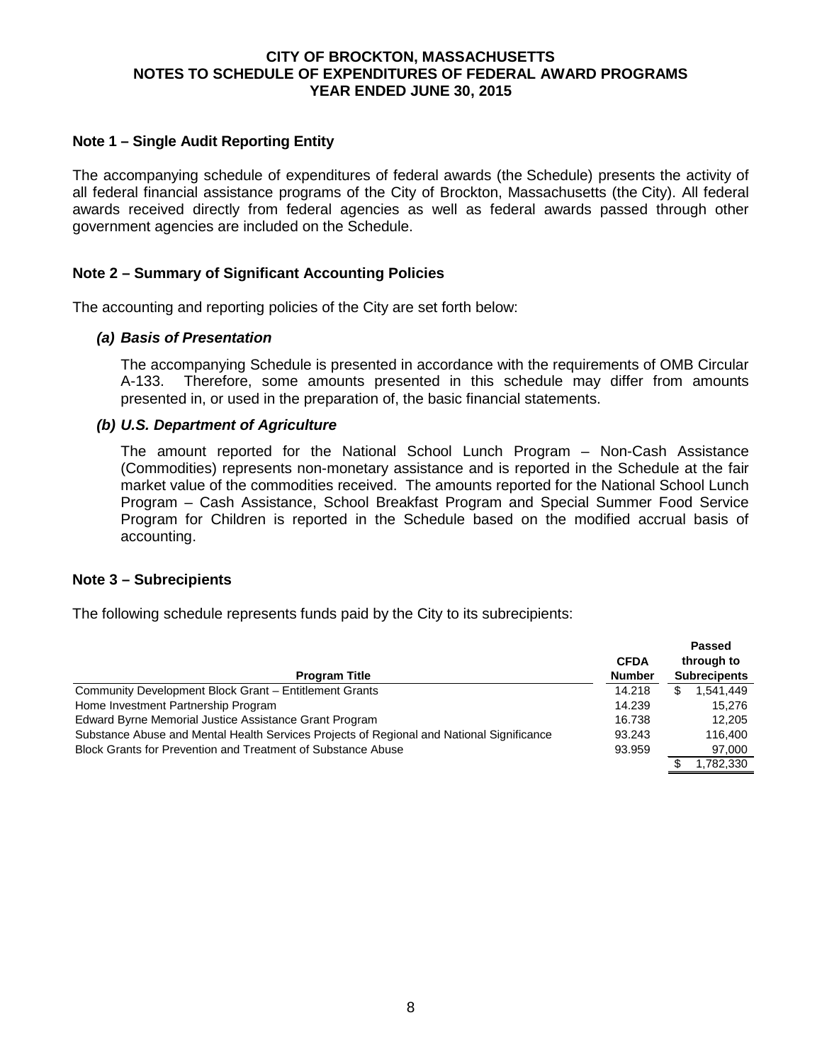# CITY OF BROCKTON, MASSACHUSETTS
# NOTES TO SCHEDULE OF EXPENDITURES OF FEDERAL AWARD PROGRAMS
# YEAR ENDED JUNE 30, 2015

## Note 1 – Single Audit Reporting Entity

The accompanying schedule of expenditures of federal awards (the Schedule) presents the activity of all federal financial assistance programs of the City of Brockton, Massachusetts (the City). All federal awards received directly from federal agencies as well as federal awards passed through other government agencies are included on the Schedule.

## Note 2 – Summary of Significant Accounting Policies

The accounting and reporting policies of the City are set forth below:

### *(a) Basis of Presentation*

The accompanying Schedule is presented in accordance with the requirements of OMB Circular A-133. Therefore, some amounts presented in this schedule may differ from amounts presented in, or used in the preparation of, the basic financial statements.

### *(b) U.S. Department of Agriculture*

The amount reported for the National School Lunch Program – Non-Cash Assistance (Commodities) represents non-monetary assistance and is reported in the Schedule at the fair market value of the commodities received. The amounts reported for the National School Lunch Program – Cash Assistance, School Breakfast Program and Special Summer Food Service Program for Children is reported in the Schedule based on the modified accrual basis of accounting.

## Note 3 – Subrecipients

The following schedule represents funds paid by the City to its subrecipients:

| Program Title | CFDA Number | Passed through to Subrecipients |
|---|---|---|
| Community Development Block Grant – Entitlement Grants | 14.218 | $ 1,541,449 |
| Home Investment Partnership Program | 14.239 | 15,276 |
| Edward Byrne Memorial Justice Assistance Grant Program | 16.738 | 12,205 |
| Substance Abuse and Mental Health Services Projects of Regional and National Significance | 93.243 | 116,400 |
| Block Grants for Prevention and Treatment of Substance Abuse | 93.959 | 97,000 |
| | | $ 1,782,330 |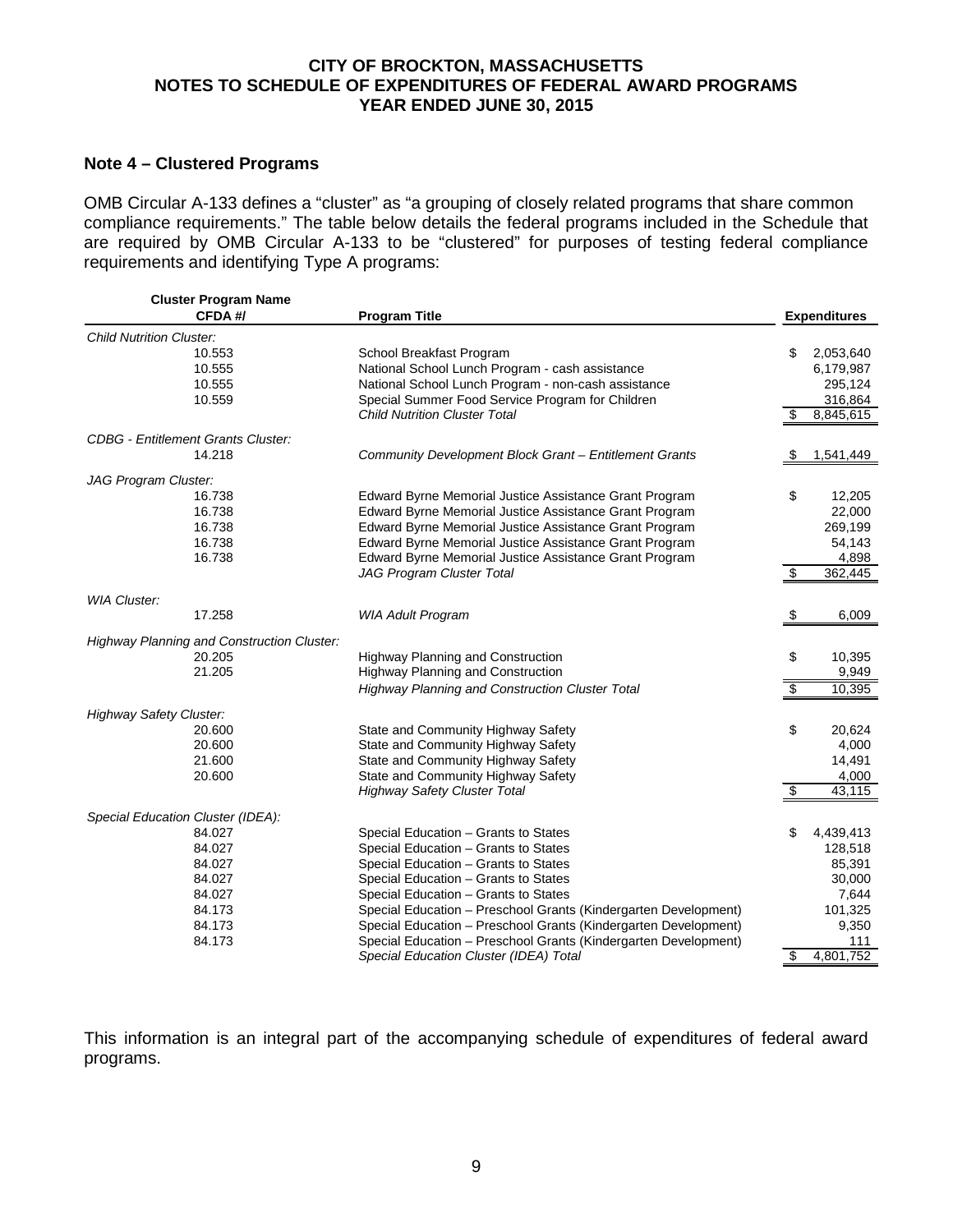# CITY OF BROCKTON, MASSACHUSETTS
## NOTES TO SCHEDULE OF EXPENDITURES OF FEDERAL AWARD PROGRAMS
## YEAR ENDED JUNE 30, 2015

### Note 4 – Clustered Programs

OMB Circular A-133 defines a "cluster" as "a grouping of closely related programs that share common compliance requirements." The table below details the federal programs included in the Schedule that are required by OMB Circular A-133 to be "clustered" for purposes of testing federal compliance requirements and identifying Type A programs:

| Cluster Program Name CFDA #/ | Program Title | Expenditures |
|---|---|---|
| *Child Nutrition Cluster:* | | |
| 10.553 | School Breakfast Program | $ 2,053,640 |
| 10.555 | National School Lunch Program - cash assistance | 6,179,987 |
| 10.555 | National School Lunch Program - non-cash assistance | 295,124 |
| 10.559 | Special Summer Food Service Program for Children | 316,864 |
| | *Child Nutrition Cluster Total* | $ 8,845,615 |
| *CDBG - Entitlement Grants Cluster:* | | |
| 14.218 | *Community Development Block Grant – Entitlement Grants* | $ 1,541,449 |
| *JAG Program Cluster:* | | |
| 16.738 | Edward Byrne Memorial Justice Assistance Grant Program | $ 12,205 |
| 16.738 | Edward Byrne Memorial Justice Assistance Grant Program | 22,000 |
| 16.738 | Edward Byrne Memorial Justice Assistance Grant Program | 269,199 |
| 16.738 | Edward Byrne Memorial Justice Assistance Grant Program | 54,143 |
| 16.738 | Edward Byrne Memorial Justice Assistance Grant Program | 4,898 |
| | *JAG Program Cluster Total* | $ 362,445 |
| *WIA Cluster:* | | |
| 17.258 | *WIA Adult Program* | $ 6,009 |
| *Highway Planning and Construction Cluster:* | | |
| 20.205 | Highway Planning and Construction | $ 10,395 |
| 21.205 | Highway Planning and Construction | 9,949 |
| | *Highway Planning and Construction Cluster Total* | $ 10,395 |
| *Highway Safety Cluster:* | | |
| 20.600 | State and Community Highway Safety | $ 20,624 |
| 20.600 | State and Community Highway Safety | 4,000 |
| 21.600 | State and Community Highway Safety | 14,491 |
| 20.600 | State and Community Highway Safety | 4,000 |
| | *Highway Safety Cluster Total* | $ 43,115 |
| *Special Education Cluster (IDEA):* | | |
| 84.027 | Special Education – Grants to States | $ 4,439,413 |
| 84.027 | Special Education – Grants to States | 128,518 |
| 84.027 | Special Education – Grants to States | 85,391 |
| 84.027 | Special Education – Grants to States | 30,000 |
| 84.027 | Special Education – Grants to States | 7,644 |
| 84.173 | Special Education – Preschool Grants (Kindergarten Development) | 101,325 |
| 84.173 | Special Education – Preschool Grants (Kindergarten Development) | 9,350 |
| 84.173 | Special Education – Preschool Grants (Kindergarten Development) | 111 |
| | *Special Education Cluster (IDEA) Total* | $ 4,801,752 |

This information is an integral part of the accompanying schedule of expenditures of federal award programs.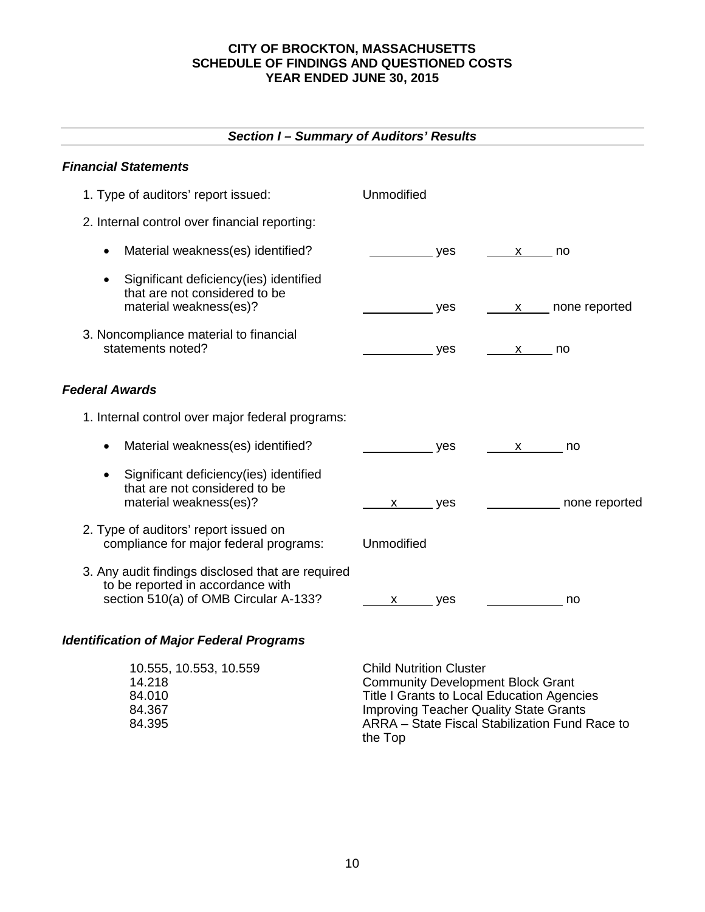**CITY OF BROCKTON, MASSACHUSETTS**
**SCHEDULE OF FINDINGS AND QUESTIONED COSTS**
**YEAR ENDED JUNE 30, 2015**

## *Section I – Summary of Auditors' Results*

### *Financial Statements*

1. Type of auditors' report issued: Unmodified

2. Internal control over financial reporting:

   - Material weakness(es) identified? ______ yes __x__ no
   - Significant deficiency(ies) identified that are not considered to be material weakness(es)? ______ yes __x__ none reported

3. Noncompliance material to financial statements noted? ______ yes __x__ no

### *Federal Awards*

1. Internal control over major federal programs:

   - Material weakness(es) identified? ______ yes __x__ no
   - Significant deficiency(ies) identified that are not considered to be material weakness(es)? __x__ yes ______ none reported

2. Type of auditors' report issued on compliance for major federal programs: Unmodified

3. Any audit findings disclosed that are required to be reported in accordance with section 510(a) of OMB Circular A-133? __x__ yes ______ no

### *Identification of Major Federal Programs*

| | |
|---|---|
| 10.555, 10.553, 10.559 | Child Nutrition Cluster |
| 14.218 | Community Development Block Grant |
| 84.010 | Title I Grants to Local Education Agencies |
| 84.367 | Improving Teacher Quality State Grants |
| 84.395 | ARRA – State Fiscal Stabilization Fund Race to the Top |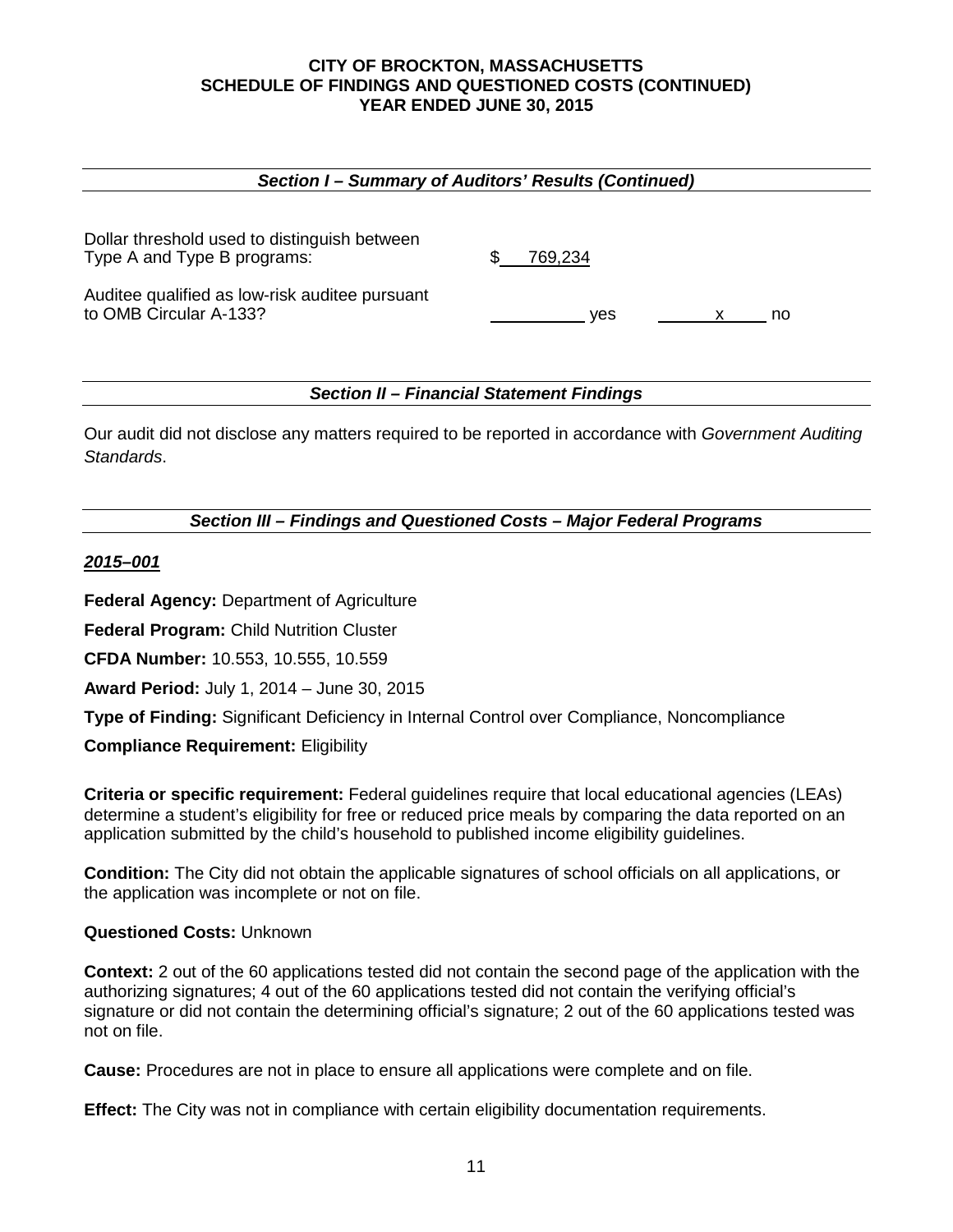# CITY OF BROCKTON, MASSACHUSETTS
## SCHEDULE OF FINDINGS AND QUESTIONED COSTS (CONTINUED)
## YEAR ENDED JUNE 30, 2015

### *Section I – Summary of Auditors' Results (Continued)*

Dollar threshold used to distinguish between Type A and Type B programs: $ 769,234

Auditee qualified as low-risk auditee pursuant to OMB Circular A-133? ______ yes ___x___ no

### *Section II – Financial Statement Findings*

Our audit did not disclose any matters required to be reported in accordance with *Government Auditing Standards*.

### *Section III – Findings and Questioned Costs – Major Federal Programs*

***2015–001***

**Federal Agency:** Department of Agriculture

**Federal Program:** Child Nutrition Cluster

**CFDA Number:** 10.553, 10.555, 10.559

**Award Period:** July 1, 2014 – June 30, 2015

**Type of Finding:** Significant Deficiency in Internal Control over Compliance, Noncompliance

**Compliance Requirement:** Eligibility

**Criteria or specific requirement:** Federal guidelines require that local educational agencies (LEAs) determine a student's eligibility for free or reduced price meals by comparing the data reported on an application submitted by the child's household to published income eligibility guidelines.

**Condition:** The City did not obtain the applicable signatures of school officials on all applications, or the application was incomplete or not on file.

**Questioned Costs:** Unknown

**Context:** 2 out of the 60 applications tested did not contain the second page of the application with the authorizing signatures; 4 out of the 60 applications tested did not contain the verifying official's signature or did not contain the determining official's signature; 2 out of the 60 applications tested was not on file.

**Cause:** Procedures are not in place to ensure all applications were complete and on file.

**Effect:** The City was not in compliance with certain eligibility documentation requirements.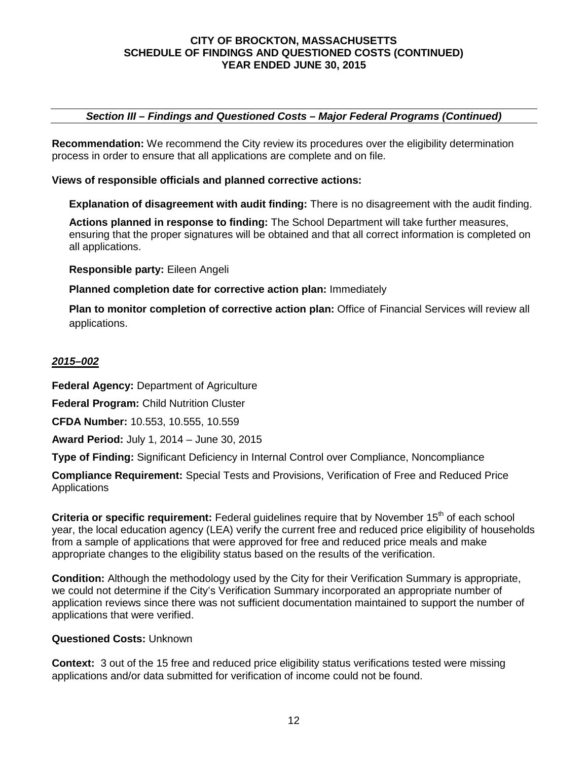### *Section III – Findings and Questioned Costs – Major Federal Programs (Continued)*

**Recommendation:** We recommend the City review its procedures over the eligibility determination process in order to ensure that all applications are complete and on file.

**Views of responsible officials and planned corrective actions:**

**Explanation of disagreement with audit finding:** There is no disagreement with the audit finding.

**Actions planned in response to finding:** The School Department will take further measures, ensuring that the proper signatures will be obtained and that all correct information is completed on all applications.

**Responsible party:** Eileen Angeli

**Planned completion date for corrective action plan:** Immediately

**Plan to monitor completion of corrective action plan:** Office of Financial Services will review all applications.

***2015–002***

**Federal Agency:** Department of Agriculture

**Federal Program:** Child Nutrition Cluster

**CFDA Number:** 10.553, 10.555, 10.559

**Award Period:** July 1, 2014 – June 30, 2015

**Type of Finding:** Significant Deficiency in Internal Control over Compliance, Noncompliance

**Compliance Requirement:** Special Tests and Provisions, Verification of Free and Reduced Price Applications

**Criteria or specific requirement:** Federal guidelines require that by November 15th of each school year, the local education agency (LEA) verify the current free and reduced price eligibility of households from a sample of applications that were approved for free and reduced price meals and make appropriate changes to the eligibility status based on the results of the verification.

**Condition:** Although the methodology used by the City for their Verification Summary is appropriate, we could not determine if the City's Verification Summary incorporated an appropriate number of application reviews since there was not sufficient documentation maintained to support the number of applications that were verified.

**Questioned Costs:** Unknown

**Context:** 3 out of the 15 free and reduced price eligibility status verifications tested were missing applications and/or data submitted for verification of income could not be found.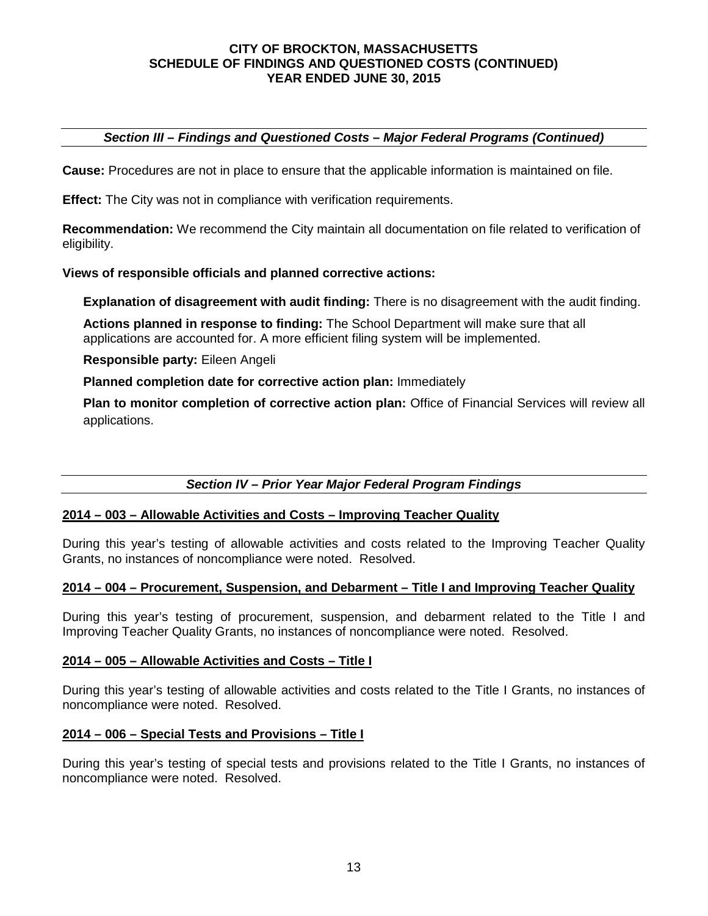### *Section III – Findings and Questioned Costs – Major Federal Programs (Continued)*

**Cause:** Procedures are not in place to ensure that the applicable information is maintained on file.

**Effect:** The City was not in compliance with verification requirements.

**Recommendation:** We recommend the City maintain all documentation on file related to verification of eligibility.

**Views of responsible officials and planned corrective actions:**

**Explanation of disagreement with audit finding:** There is no disagreement with the audit finding.

**Actions planned in response to finding:** The School Department will make sure that all applications are accounted for. A more efficient filing system will be implemented.

**Responsible party:** Eileen Angeli

**Planned completion date for corrective action plan:** Immediately

**Plan to monitor completion of corrective action plan:** Office of Financial Services will review all applications.

### *Section IV – Prior Year Major Federal Program Findings*

**2014 – 003 – Allowable Activities and Costs – Improving Teacher Quality**

During this year's testing of allowable activities and costs related to the Improving Teacher Quality Grants, no instances of noncompliance were noted. Resolved.

**2014 – 004 – Procurement, Suspension, and Debarment – Title I and Improving Teacher Quality**

During this year's testing of procurement, suspension, and debarment related to the Title I and Improving Teacher Quality Grants, no instances of noncompliance were noted. Resolved.

**2014 – 005 – Allowable Activities and Costs – Title I**

During this year's testing of allowable activities and costs related to the Title I Grants, no instances of noncompliance were noted. Resolved.

**2014 – 006 – Special Tests and Provisions – Title I**

During this year's testing of special tests and provisions related to the Title I Grants, no instances of noncompliance were noted. Resolved.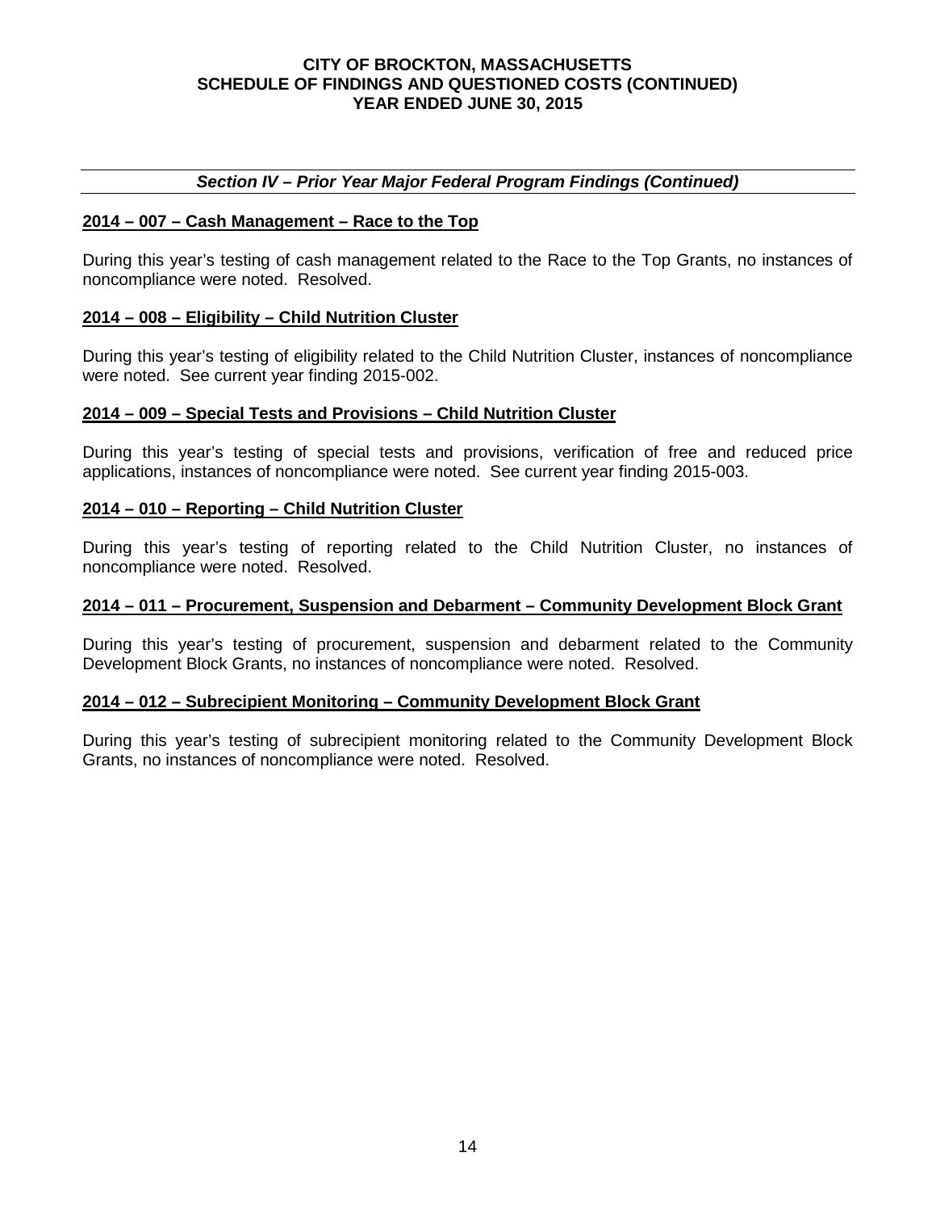# CITY OF BROCKTON, MASSACHUSETTS
## SCHEDULE OF FINDINGS AND QUESTIONED COSTS (CONTINUED)
## YEAR ENDED JUNE 30, 2015

***Section IV – Prior Year Major Federal Program Findings (Continued)***

**2014 – 007 – Cash Management – Race to the Top**

During this year's testing of cash management related to the Race to the Top Grants, no instances of noncompliance were noted. Resolved.

**2014 – 008 – Eligibility – Child Nutrition Cluster**

During this year's testing of eligibility related to the Child Nutrition Cluster, instances of noncompliance were noted. See current year finding 2015-002.

**2014 – 009 – Special Tests and Provisions – Child Nutrition Cluster**

During this year's testing of special tests and provisions, verification of free and reduced price applications, instances of noncompliance were noted. See current year finding 2015-003.

**2014 – 010 – Reporting – Child Nutrition Cluster**

During this year's testing of reporting related to the Child Nutrition Cluster, no instances of noncompliance were noted. Resolved.

**2014 – 011 – Procurement, Suspension and Debarment – Community Development Block Grant**

During this year's testing of procurement, suspension and debarment related to the Community Development Block Grants, no instances of noncompliance were noted. Resolved.

**2014 – 012 – Subrecipient Monitoring – Community Development Block Grant**

During this year's testing of subrecipient monitoring related to the Community Development Block Grants, no instances of noncompliance were noted. Resolved.